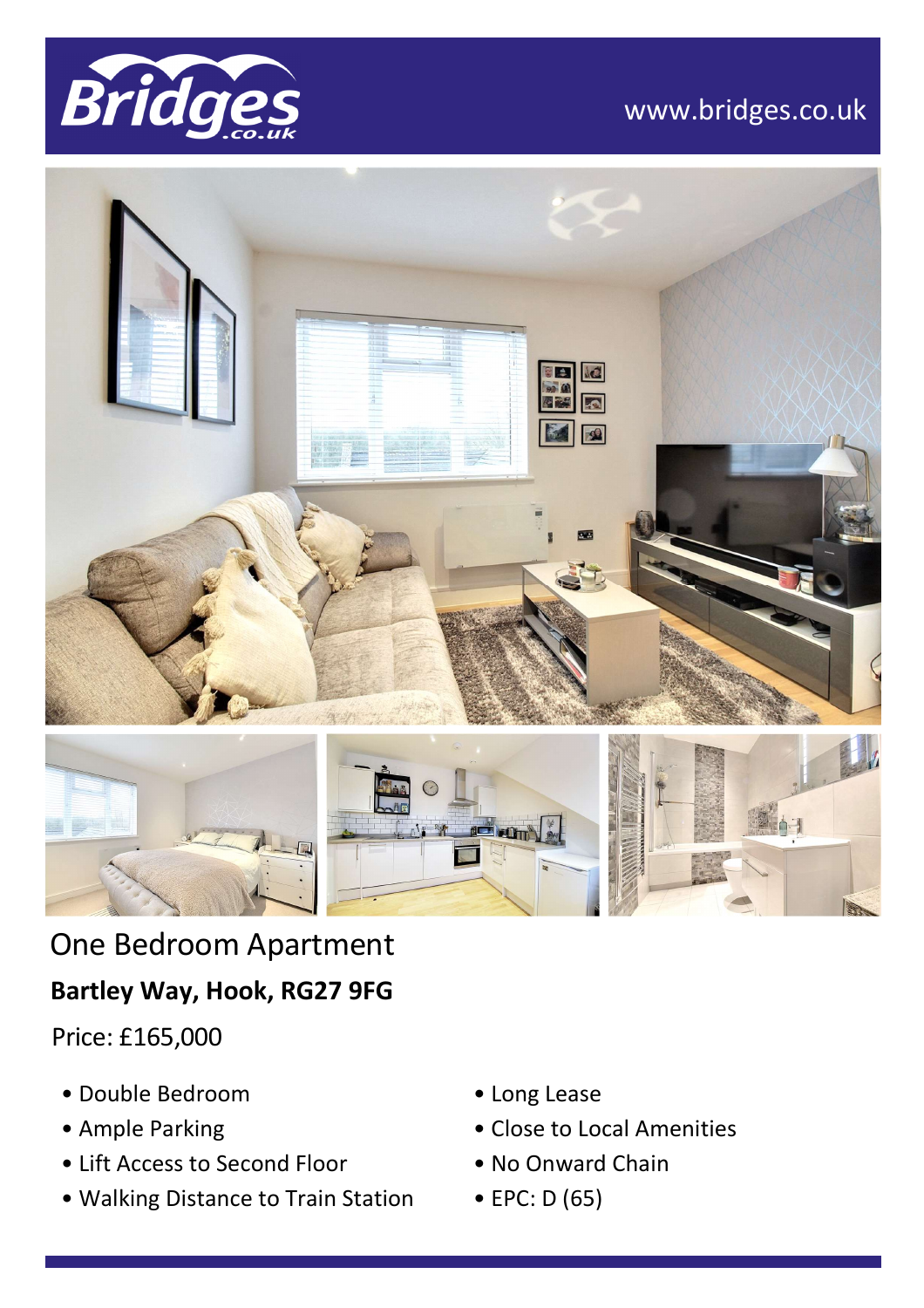Bridges.co.uk

www.bridges.co.uk

# One Bedroom Apartment

**Bartley Way, Hook, RG27 9FG**

Price: £165,000

- Double Bedroom
- Ample Parking
- Lift Access to Second Floor
- Walking Distance to Train Station
- Long Lease
- Close to Local Amenities
- No Onward Chain
- EPC: D (65)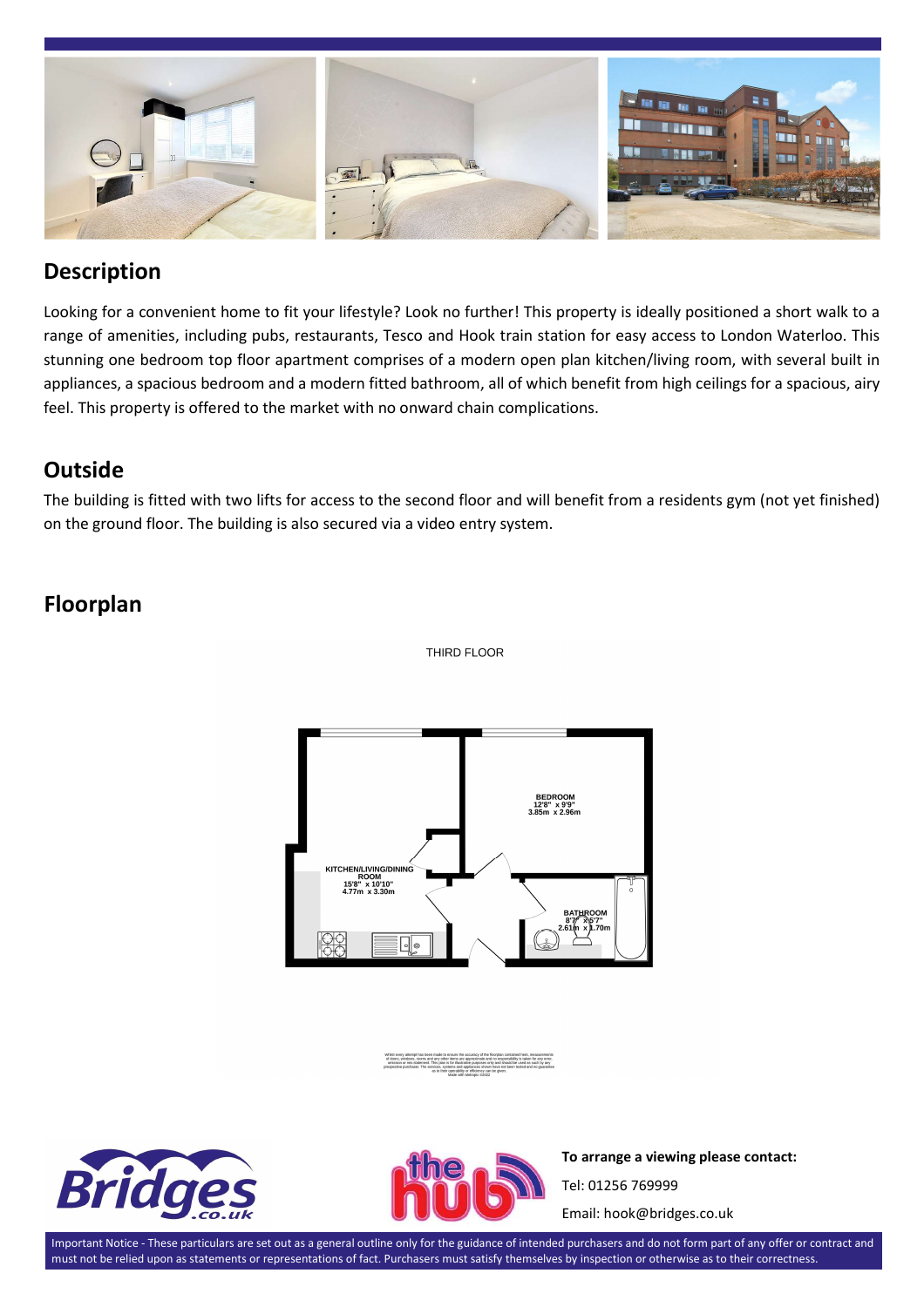## Description

Looking for a convenient home to fit your lifestyle? Look no further! This property is ideally positioned a short walk to a range of amenities, including pubs, restaurants, Tesco and Hook train station for easy access to London Waterloo. This stunning one bedroom top floor apartment comprises of a modern open plan kitchen/living room, with several built in appliances, a spacious bedroom and a modern fitted bathroom, all of which benefit from high ceilings for a spacious, airy feel. This property is offered to the market with no onward chain complications.

## Outside

The building is fitted with two lifts for access to the second floor and will benefit from a residents gym (not yet finished) on the ground floor. The building is also secured via a video entry system.

## Floorplan

THIRD FLOOR

BEDROOM
12'8" x 9'9"
3.85m x 2.96m

KITCHEN/LIVING/DINING ROOM
15'8" x 10'10"
4.77m x 3.30m

BATHROOM
8'7" x 5'7"
2.61m x 1.70m

**To arrange a viewing please contact:**

Tel: 01256 769999

Email: hook@bridges.co.uk

Important Notice - These particulars are set out as a general outline only for the guidance of intended purchasers and do not form part of any offer or contract and must not be relied upon as statements or representations of fact. Purchasers must satisfy themselves by inspection or otherwise as to their correctness.